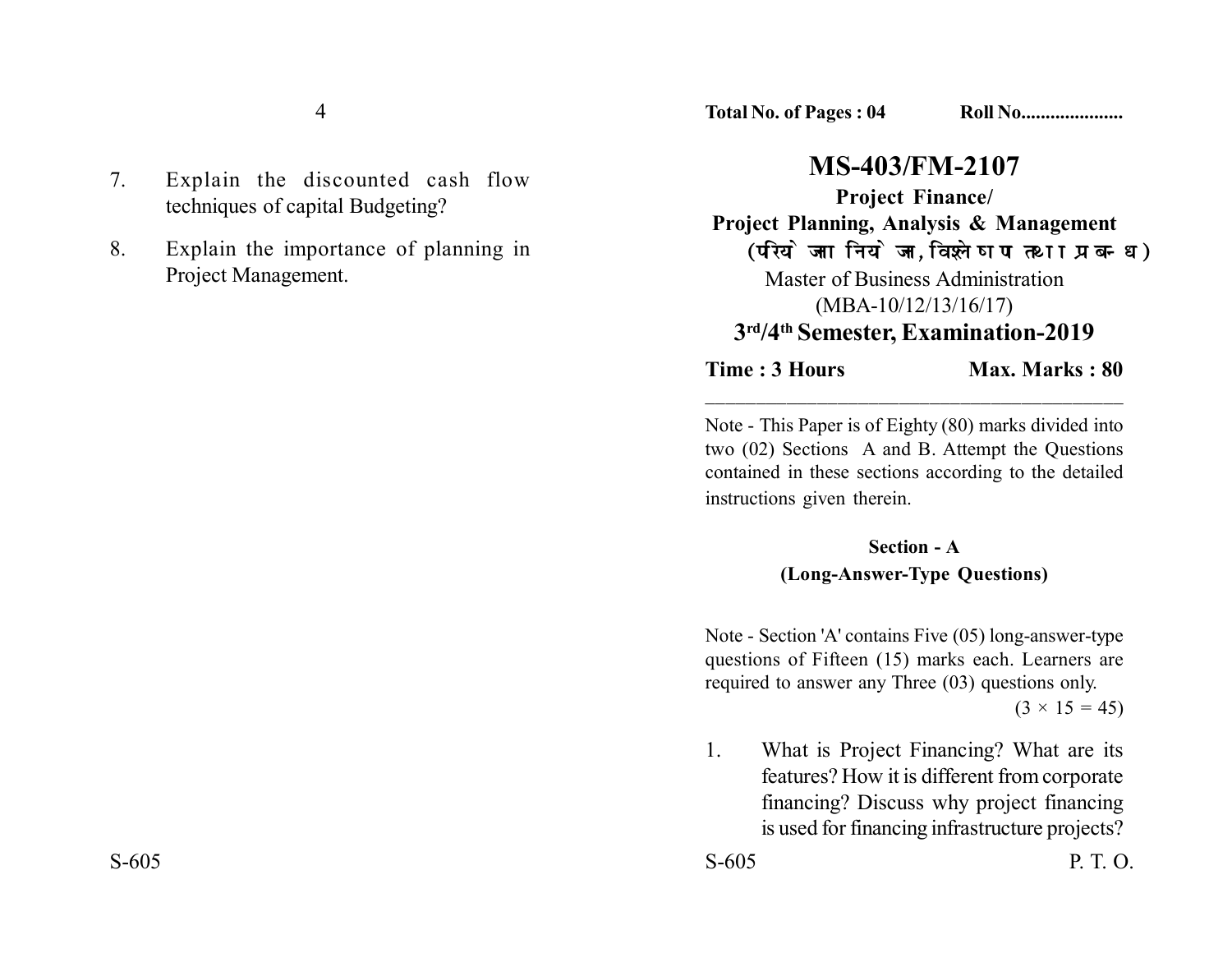7. Explain the discounted cash flow techniques of capital Budgeting?

8. Explain the importance of planning in Project Management.

**Total No. of Pages : 04** **Roll No....................**

# MS-403/FM-2107

## Project Finance/ Project Planning, Analysis & Management

**(परियोजना नियोजना, विश्लेषण तथा प्रबन्ध)**

Master of Business Administration

(MBA-10/12/13/16/17)

### 3rd/4th Semester, Examination-2019

**Time : 3 Hours** **Max. Marks : 80**

---

Note - This Paper is of Eighty (80) marks divided into two (02) Sections A and B. Attempt the Questions contained in these sections according to the detailed instructions given therein.

### Section - A
### (Long-Answer-Type Questions)

Note - Section 'A' contains Five (05) long-answer-type questions of Fifteen (15) marks each. Learners are required to answer any Three (03) questions only.

$(3 \times 15 = 45)$

1. What is Project Financing? What are its features? How it is different from corporate financing? Discuss why project financing is used for financing infrastructure projects?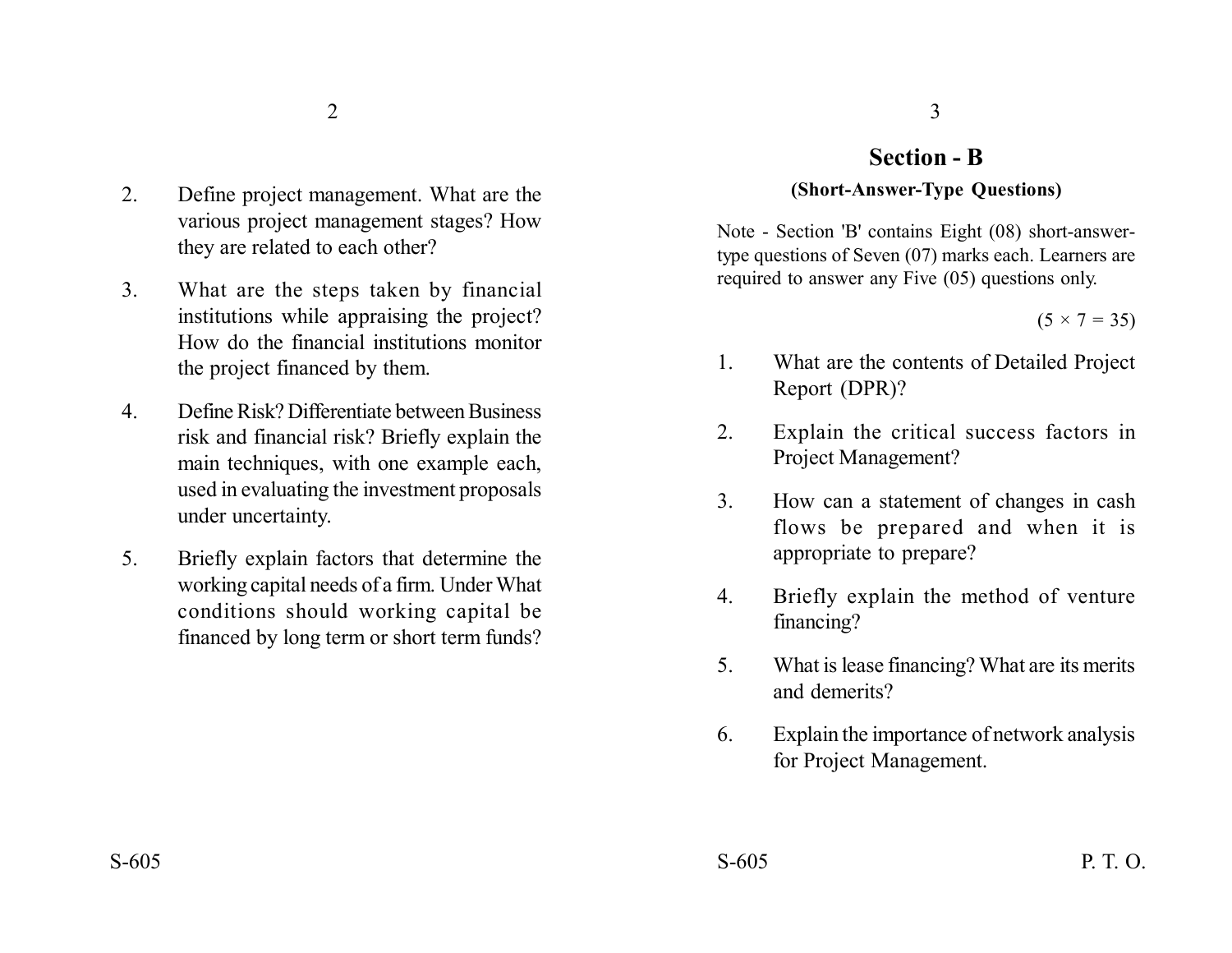2. Define project management. What are the various project management stages? How they are related to each other?

3. What are the steps taken by financial institutions while appraising the project? How do the financial institutions monitor the project financed by them.

4. Define Risk? Differentiate between Business risk and financial risk? Briefly explain the main techniques, with one example each, used in evaluating the investment proposals under uncertainty.

5. Briefly explain factors that determine the working capital needs of a firm. Under What conditions should working capital be financed by long term or short term funds?

## Section - B

### (Short-Answer-Type Questions)

Note - Section 'B' contains Eight (08) short-answer-type questions of Seven (07) marks each. Learners are required to answer any Five (05) questions only.

(5 × 7 = 35)

1. What are the contents of Detailed Project Report (DPR)?

2. Explain the critical success factors in Project Management?

3. How can a statement of changes in cash flows be prepared and when it is appropriate to prepare?

4. Briefly explain the method of venture financing?

5. What is lease financing? What are its merits and demerits?

6. Explain the importance of network analysis for Project Management.

S-605

S-605 P. T. O.